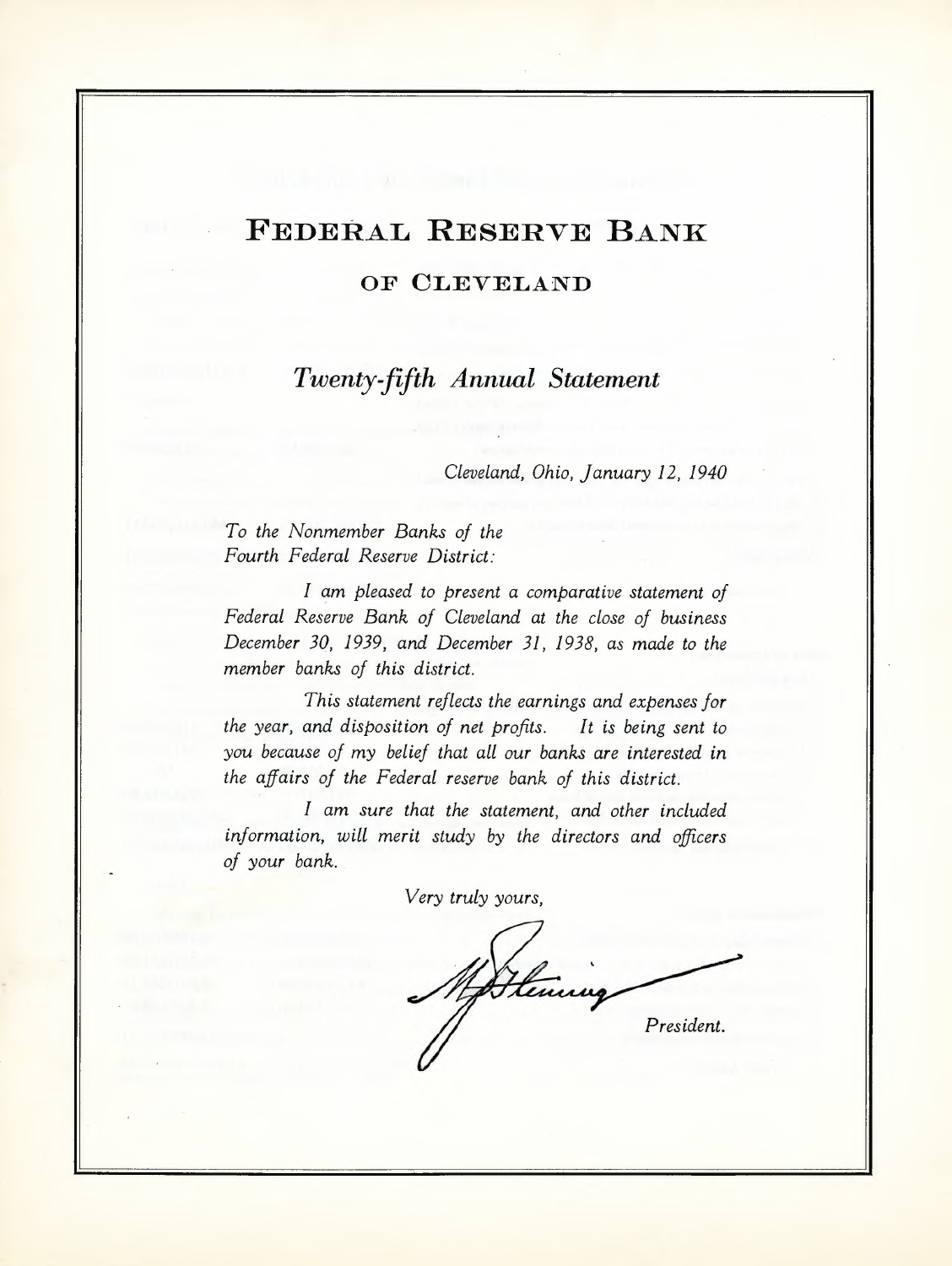# Federal Reserve Bank

## of Cleveland

### *Twenty-fifth Annual Statement*

*Cleveland, Ohio, January 12, 1940*

*To the Nonmember Banks of the*
*Fourth Federal Reserve District:*

*I am pleased to present a comparative statement of Federal Reserve Bank of Cleveland at the close of business December 30, 1939, and December 31, 1938, as made to the member banks of this district.*

*This statement reflects the earnings and expenses for the year, and disposition of net profits. It is being sent to you because of my belief that all our banks are interested in the affairs of the Federal reserve bank of this district.*

*I am sure that the statement, and other included information, will merit study by the directors and officers of your bank.*

*Very truly yours,*

M J Fleming

*President.*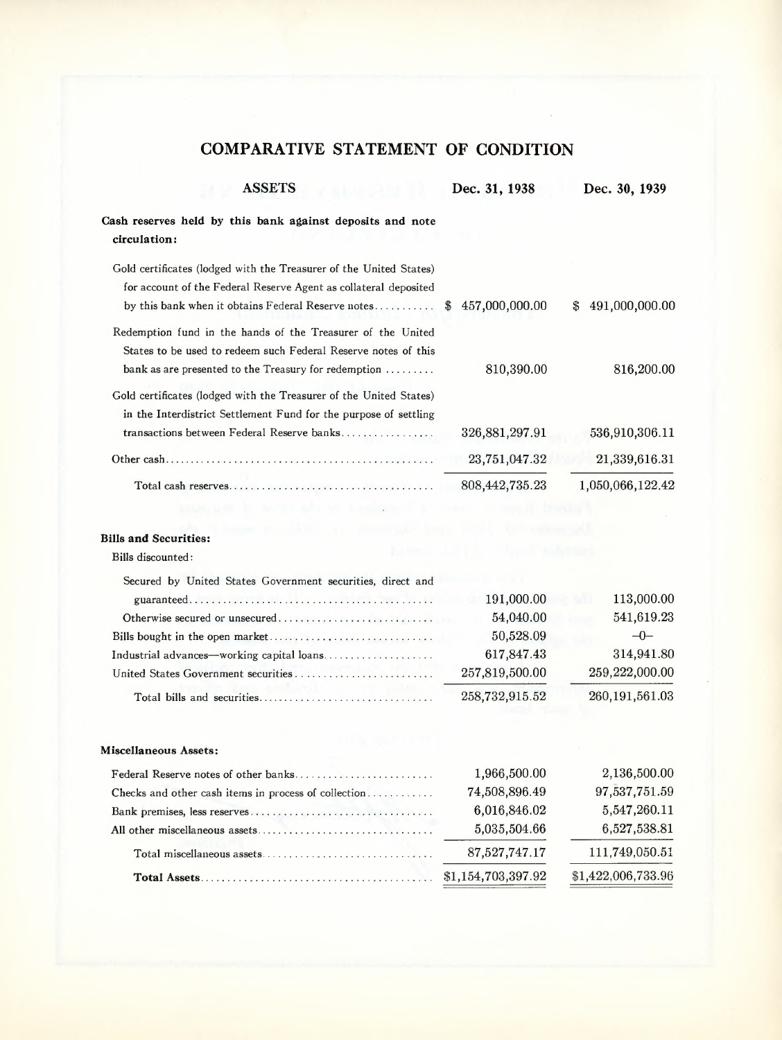# COMPARATIVE STATEMENT OF CONDITION

| ASSETS | Dec. 31, 1938 | Dec. 30, 1939 |
|---|---|---|
| **Cash reserves held by this bank against deposits and note circulation:** | | |
| Gold certificates (lodged with the Treasurer of the United States) for account of the Federal Reserve Agent as collateral deposited by this bank when it obtains Federal Reserve notes | $ 457,000,000.00 | $ 491,000,000.00 |
| Redemption fund in the hands of the Treasurer of the United States to be used to redeem such Federal Reserve notes of this bank as are presented to the Treasury for redemption | 810,390.00 | 816,200.00 |
| Gold certificates (lodged with the Treasurer of the United States) in the Interdistrict Settlement Fund for the purpose of settling transactions between Federal Reserve banks | 326,881,297.91 | 536,910,306.11 |
| Other cash | 23,751,047.32 | 21,339,616.31 |
| Total cash reserves | 808,442,735.23 | 1,050,066,122.42 |
| **Bills and Securities:** | | |
| Bills discounted: | | |
| Secured by United States Government securities, direct and guaranteed | 191,000.00 | 113,000.00 |
| Otherwise secured or unsecured | 54,040.00 | 541,619.23 |
| Bills bought in the open market | 50,528.09 | -0- |
| Industrial advances—working capital loans | 617,847.43 | 314,941.80 |
| United States Government securities | 257,819,500.00 | 259,222,000.00 |
| Total bills and securities | 258,732,915.52 | 260,191,561.03 |
| **Miscellaneous Assets:** | | |
| Federal Reserve notes of other banks | 1,966,500.00 | 2,136,500.00 |
| Checks and other cash items in process of collection | 74,508,896.49 | 97,537,751.59 |
| Bank premises, less reserves | 6,016,846.02 | 5,547,260.11 |
| All other miscellaneous assets | 5,035,504.66 | 6,527,538.81 |
| Total miscellaneous assets | 87,527,747.17 | 111,749,050.51 |
| **Total Assets** | $1,154,703,397.92 | $1,422,006,733.96 |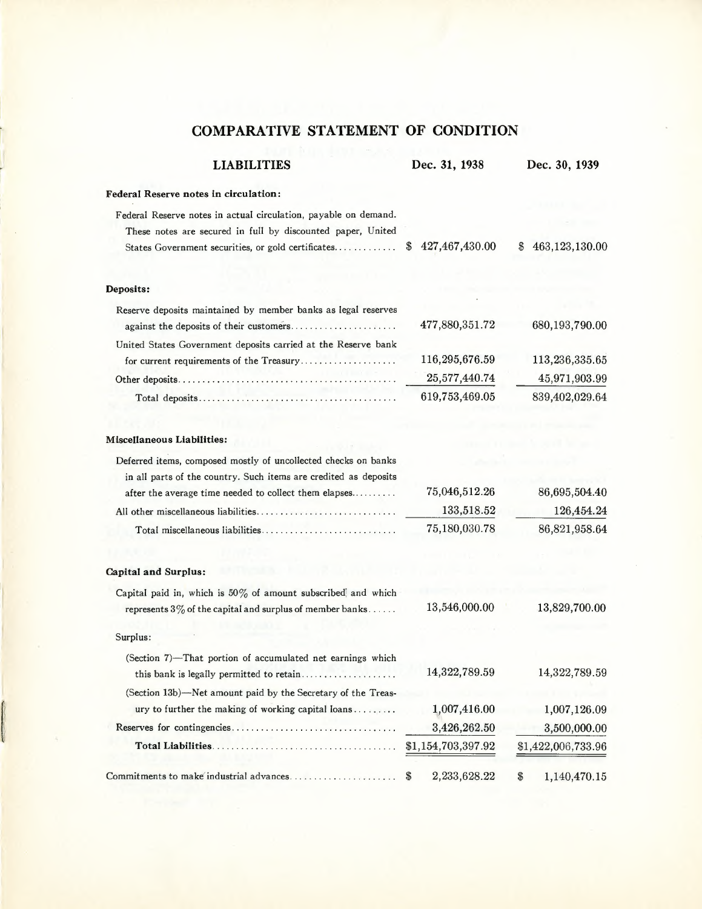# COMPARATIVE STATEMENT OF CONDITION

| LIABILITIES | Dec. 31, 1938 | Dec. 30, 1939 |
|---|---|---|
| **Federal Reserve notes in circulation:** | | |
| Federal Reserve notes in actual circulation, payable on demand. These notes are secured in full by discounted paper, United States Government securities, or gold certificates | $ 427,467,430.00 | $ 463,123,130.00 |
| **Deposits:** | | |
| Reserve deposits maintained by member banks as legal reserves against the deposits of their customers | 477,880,351.72 | 680,193,790.00 |
| United States Government deposits carried at the Reserve bank for current requirements of the Treasury | 116,295,676.59 | 113,236,335.65 |
| Other deposits | 25,577,440.74 | 45,971,903.99 |
| Total deposits | 619,753,469.05 | 839,402,029.64 |
| **Miscellaneous Liabilities:** | | |
| Deferred items, composed mostly of uncollected checks on banks in all parts of the country. Such items are credited as deposits after the average time needed to collect them elapses | 75,046,512.26 | 86,695,504.40 |
| All other miscellaneous liabilities | 133,518.52 | 126,454.24 |
| Total miscellaneous liabilities | 75,180,030.78 | 86,821,958.64 |
| **Capital and Surplus:** | | |
| Capital paid in, which is 50% of amount subscribed and which represents 3% of the capital and surplus of member banks | 13,546,000.00 | 13,829,700.00 |
| Surplus: | | |
| (Section 7)—That portion of accumulated net earnings which this bank is legally permitted to retain | 14,322,789.59 | 14,322,789.59 |
| (Section 13b)—Net amount paid by the Secretary of the Treasury to further the making of working capital loans | 1,007,416.00 | 1,007,126.09 |
| Reserves for contingencies | 3,426,262.50 | 3,500,000.00 |
| **Total Liabilities** | $1,154,703,397.92 | $1,422,006,733.96 |
| Commitments to make industrial advances | $ 2,233,628.22 | $ 1,140,470.15 |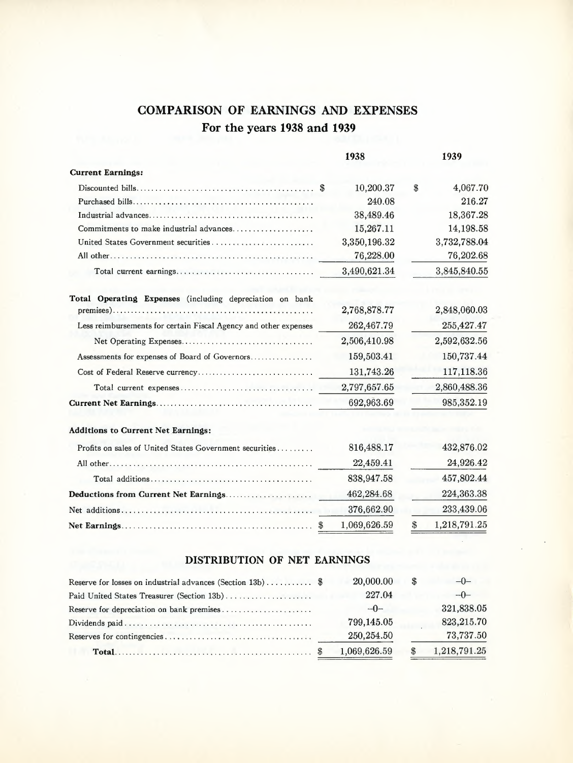# COMPARISON OF EARNINGS AND EXPENSES

## For the years 1938 and 1939

| | 1938 | 1939 |
|---|---|---|
| **Current Earnings:** | | |
| Discounted bills | $ 10,200.37 | $ 4,067.70 |
| Purchased bills | 240.08 | 216.27 |
| Industrial advances | 38,489.46 | 18,367.28 |
| Commitments to make industrial advances | 15,267.11 | 14,198.58 |
| United States Government securities | 3,350,196.32 | 3,732,788.04 |
| All other | 76,228.00 | 76,202.68 |
| Total current earnings | 3,490,621.34 | 3,845,840.55 |
| **Total Operating Expenses** (including depreciation on bank premises) | 2,768,878.77 | 2,848,060.03 |
| Less reimbursements for certain Fiscal Agency and other expenses | 262,467.79 | 255,427.47 |
| Net Operating Expenses | 2,506,410.98 | 2,592,632.56 |
| Assessments for expenses of Board of Governors | 159,503.41 | 150,737.44 |
| Cost of Federal Reserve currency | 131,743.26 | 117,118.36 |
| Total current expenses | 2,797,657.65 | 2,860,488.36 |
| **Current Net Earnings** | 692,963.69 | 985,352.19 |
| **Additions to Current Net Earnings:** | | |
| Profits on sales of United States Government securities | 816,488.17 | 432,876.02 |
| All other | 22,459.41 | 24,926.42 |
| Total additions | 838,947.58 | 457,802.44 |
| **Deductions from Current Net Earnings** | 462,284.68 | 224,363.38 |
| Net additions | 376,662.90 | 233,439.06 |
| **Net Earnings** | $ 1,069,626.59 | $ 1,218,791.25 |

## DISTRIBUTION OF NET EARNINGS

| | 1938 | 1939 |
|---|---|---|
| Reserve for losses on industrial advances (Section 13b) | $ 20,000.00 | $ -0- |
| Paid United States Treasurer (Section 13b) | 227.04 | -0- |
| Reserve for depreciation on bank premises | -0- | 321,838.05 |
| Dividends paid | 799,145.05 | 823,215.70 |
| Reserves for contingencies | 250,254.50 | 73,737.50 |
| **Total** | $ 1,069,626.59 | $ 1,218,791.25 |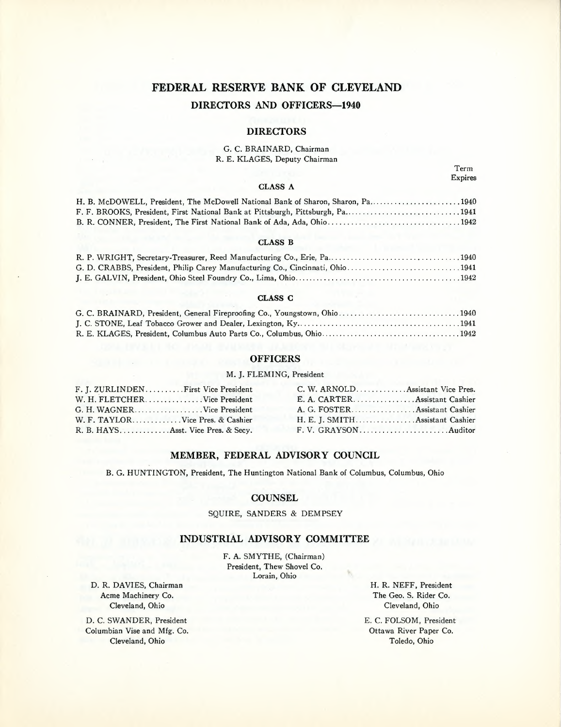# FEDERAL RESERVE BANK OF CLEVELAND

## DIRECTORS AND OFFICERS—1940

### DIRECTORS

G. C. BRAINARD, Chairman
R. E. KLAGES, Deputy Chairman

#### CLASS A

| | Term Expires |
|---|---|
| H. B. McDOWELL, President, The McDowell National Bank of Sharon, Sharon, Pa. | 1940 |
| F. F. BROOKS, President, First National Bank at Pittsburgh, Pittsburgh, Pa. | 1941 |
| B. R. CONNER, President, The First National Bank of Ada, Ada, Ohio | 1942 |

#### CLASS B

| | Term Expires |
|---|---|
| R. P. WRIGHT, Secretary-Treasurer, Reed Manufacturing Co., Erie, Pa. | 1940 |
| G. D. CRABBS, President, Philip Carey Manufacturing Co., Cincinnati, Ohio | 1941 |
| J. E. GALVIN, President, Ohio Steel Foundry Co., Lima, Ohio | 1942 |

#### CLASS C

| | Term Expires |
|---|---|
| G. C. BRAINARD, President, General Fireproofing Co., Youngstown, Ohio | 1940 |
| J. C. STONE, Leaf Tobacco Grower and Dealer, Lexington, Ky. | 1941 |
| R. E. KLAGES, President, Columbus Auto Parts Co., Columbus, Ohio | 1942 |

### OFFICERS

M. J. FLEMING, President

| | | | |
|---|---|---|---|
| F. J. ZURLINDEN | First Vice President | C. W. ARNOLD | Assistant Vice Pres. |
| W. H. FLETCHER | Vice President | E. A. CARTER | Assistant Cashier |
| G. H. WAGNER | Vice President | A. G. FOSTER | Assistant Cashier |
| W. F. TAYLOR | Vice Pres. & Cashier | H. E. J. SMITH | Assistant Cashier |
| R. B. HAYS | Asst. Vice Pres. & Secy. | F. V. GRAYSON | Auditor |

### MEMBER, FEDERAL ADVISORY COUNCIL

B. G. HUNTINGTON, President, The Huntington National Bank of Columbus, Columbus, Ohio

### COUNSEL

SQUIRE, SANDERS & DEMPSEY

### INDUSTRIAL ADVISORY COMMITTEE

F. A. SMYTHE, (Chairman)
President, Thew Shovel Co.
Lorain, Ohio

D. R. DAVIES, Chairman
Acme Machinery Co.
Cleveland, Ohio

D. C. SWANDER, President
Columbian Vise and Mfg. Co.
Cleveland, Ohio

H. R. NEFF, President
The Geo. S. Rider Co.
Cleveland, Ohio

E. C. FOLSOM, President
Ottawa River Paper Co.
Toledo, Ohio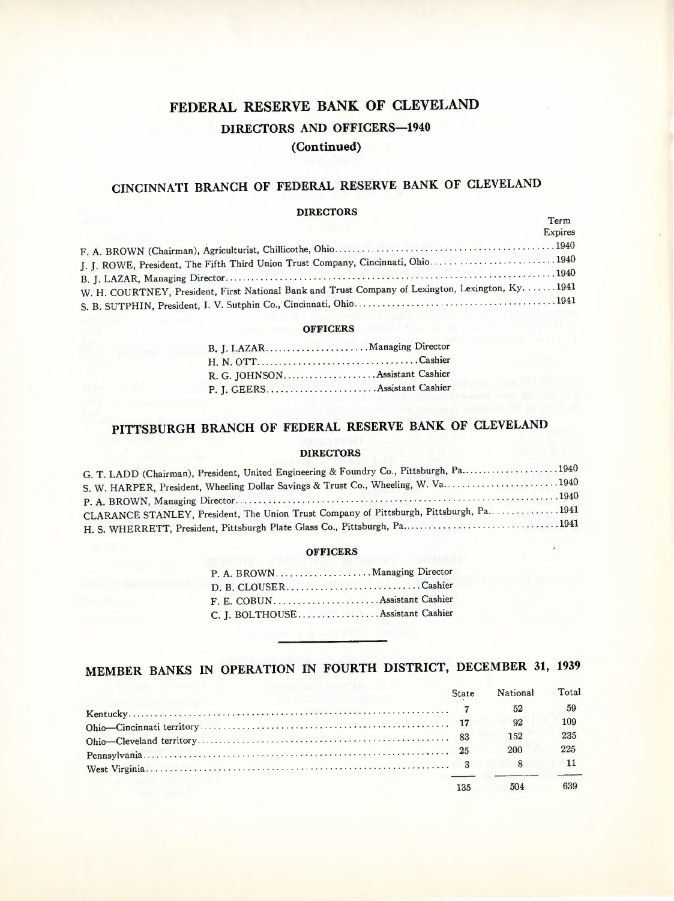# FEDERAL RESERVE BANK OF CLEVELAND

## DIRECTORS AND OFFICERS—1940

**(Continued)**

## CINCINNATI BRANCH OF FEDERAL RESERVE BANK OF CLEVELAND

### DIRECTORS

| | Term Expires |
|---|---|
| F. A. BROWN (Chairman), Agriculturist, Chillicothe, Ohio | 1940 |
| J. J. ROWE, President, The Fifth Third Union Trust Company, Cincinnati, Ohio | 1940 |
| B. J. LAZAR, Managing Director | 1940 |
| W. H. COURTNEY, President, First National Bank and Trust Company of Lexington, Lexington, Ky. | 1941 |
| S. B. SUTPHIN, President, I. V. Sutphin Co., Cincinnati, Ohio | 1941 |

### OFFICERS

| | |
|---|---|
| B. J. LAZAR | Managing Director |
| H. N. OTT | Cashier |
| R. G. JOHNSON | Assistant Cashier |
| P. J. GEERS | Assistant Cashier |

## PITTSBURGH BRANCH OF FEDERAL RESERVE BANK OF CLEVELAND

### DIRECTORS

| | Term Expires |
|---|---|
| G. T. LADD (Chairman), President, United Engineering & Foundry Co., Pittsburgh, Pa. | 1940 |
| S. W. HARPER, President, Wheeling Dollar Savings & Trust Co., Wheeling, W. Va. | 1940 |
| P. A. BROWN, Managing Director | 1940 |
| CLARANCE STANLEY, President, The Union Trust Company of Pittsburgh, Pittsburgh, Pa. | 1941 |
| H. S. WHERRETT, President, Pittsburgh Plate Glass Co., Pittsburgh, Pa. | 1941 |

### OFFICERS

| | |
|---|---|
| P. A. BROWN | Managing Director |
| D. B. CLOUSER | Cashier |
| F. E. COBUN | Assistant Cashier |
| C. J. BOLTHOUSE | Assistant Cashier |

## MEMBER BANKS IN OPERATION IN FOURTH DISTRICT, DECEMBER 31, 1939

| | State | National | Total |
|---|---|---|---|
| Kentucky | 7 | 52 | 59 |
| Ohio—Cincinnati territory | 17 | 92 | 109 |
| Ohio—Cleveland territory | 83 | 152 | 235 |
| Pennsylvania | 25 | 200 | 225 |
| West Virginia | 3 | 8 | 11 |
| | 135 | 504 | 639 |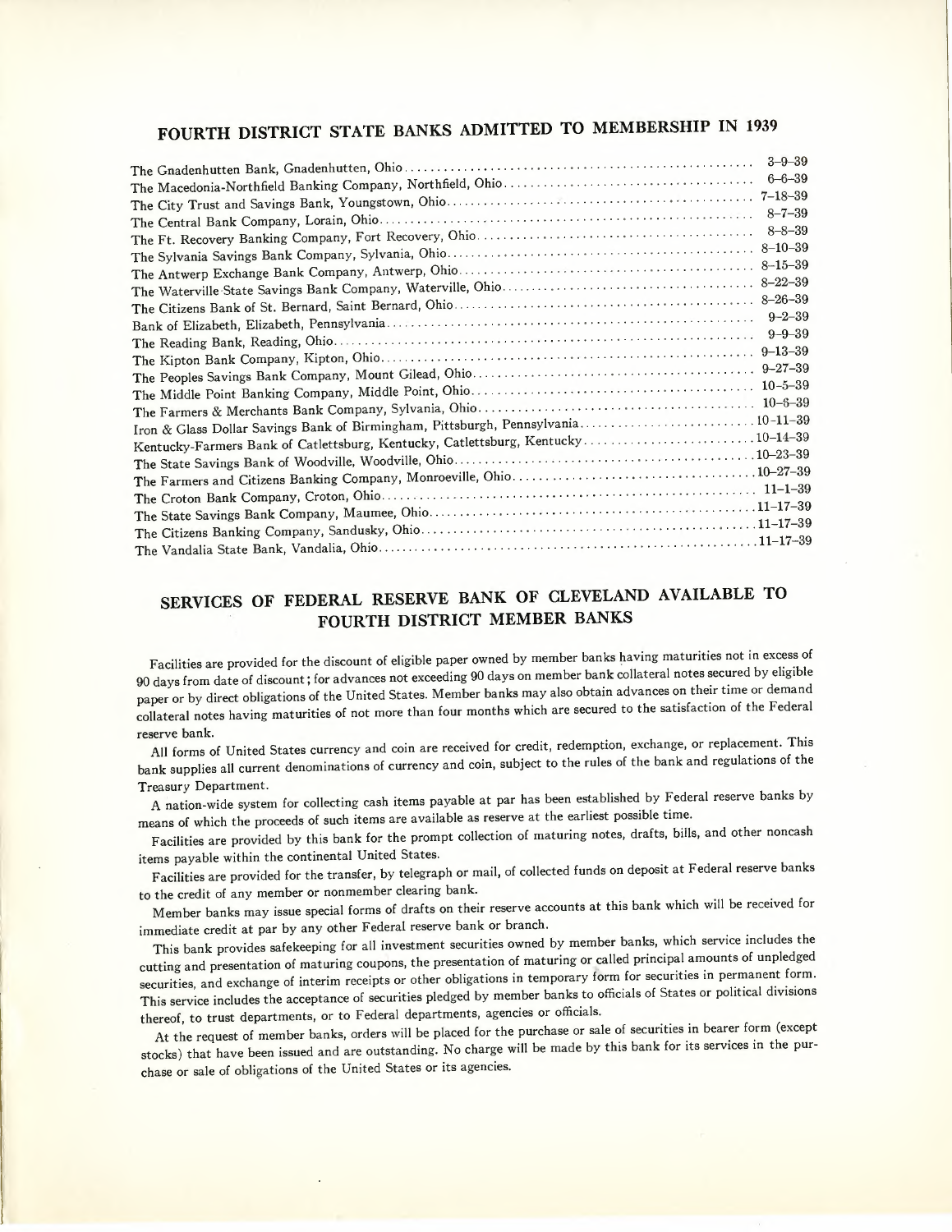## FOURTH DISTRICT STATE BANKS ADMITTED TO MEMBERSHIP IN 1939

| | |
|---|---|
| The Gnadenhutten Bank, Gnadenhutten, Ohio | 3–9–39 |
| The Macedonia-Northfield Banking Company, Northfield, Ohio | 6–6–39 |
| The City Trust and Savings Bank, Youngstown, Ohio | 7–18–39 |
| The Central Bank Company, Lorain, Ohio | 8–7–39 |
| The Ft. Recovery Banking Company, Fort Recovery, Ohio | 8–8–39 |
| The Sylvania Savings Bank Company, Sylvania, Ohio | 8–10–39 |
| The Antwerp Exchange Bank Company, Antwerp, Ohio | 8–15–39 |
| The Waterville State Savings Bank Company, Waterville, Ohio | 8–22–39 |
| The Citizens Bank of St. Bernard, Saint Bernard, Ohio | 8–26–39 |
| Bank of Elizabeth, Elizabeth, Pennsylvania | 9–2–39 |
| The Reading Bank, Reading, Ohio | 9–9–39 |
| The Kipton Bank Company, Kipton, Ohio | 9–13–39 |
| The Peoples Savings Bank Company, Mount Gilead, Ohio | 9–27–39 |
| The Middle Point Banking Company, Middle Point, Ohio | 10–5–39 |
| The Farmers & Merchants Bank Company, Sylvania, Ohio | 10–6–39 |
| Iron & Glass Dollar Savings Bank of Birmingham, Pittsburgh, Pennsylvania | 10–11–39 |
| Kentucky-Farmers Bank of Catlettsburg, Kentucky, Catlettsburg, Kentucky | 10–14–39 |
| The State Savings Bank of Woodville, Woodville, Ohio | 10–23–39 |
| The Farmers and Citizens Banking Company, Monroeville, Ohio | 10–27–39 |
| The Croton Bank Company, Croton, Ohio | 11–1–39 |
| The State Savings Bank Company, Maumee, Ohio | 11–17–39 |
| The Citizens Banking Company, Sandusky, Ohio | 11–17–39 |
| The Vandalia State Bank, Vandalia, Ohio | 11–17–39 |

## SERVICES OF FEDERAL RESERVE BANK OF CLEVELAND AVAILABLE TO FOURTH DISTRICT MEMBER BANKS

Facilities are provided for the discount of eligible paper owned by member banks having maturities not in excess of 90 days from date of discount; for advances not exceeding 90 days on member bank collateral notes secured by eligible paper or by direct obligations of the United States. Member banks may also obtain advances on their time or demand collateral notes having maturities of not more than four months which are secured to the satisfaction of the Federal reserve bank.

All forms of United States currency and coin are received for credit, redemption, exchange, or replacement. This bank supplies all current denominations of currency and coin, subject to the rules of the bank and regulations of the Treasury Department.

A nation-wide system for collecting cash items payable at par has been established by Federal reserve banks by means of which the proceeds of such items are available as reserve at the earliest possible time.

Facilities are provided by this bank for the prompt collection of maturing notes, drafts, bills, and other noncash items payable within the continental United States.

Facilities are provided for the transfer, by telegraph or mail, of collected funds on deposit at Federal reserve banks to the credit of any member or nonmember clearing bank.

Member banks may issue special forms of drafts on their reserve accounts at this bank which will be received for immediate credit at par by any other Federal reserve bank or branch.

This bank provides safekeeping for all investment securities owned by member banks, which service includes the cutting and presentation of maturing coupons, the presentation of maturing or called principal amounts of unpledged securities, and exchange of interim receipts or other obligations in temporary form for securities in permanent form. This service includes the acceptance of securities pledged by member banks to officials of States or political divisions thereof, to trust departments, or to Federal departments, agencies or officials.

At the request of member banks, orders will be placed for the purchase or sale of securities in bearer form (except stocks) that have been issued and are outstanding. No charge will be made by this bank for its services in the purchase or sale of obligations of the United States or its agencies.